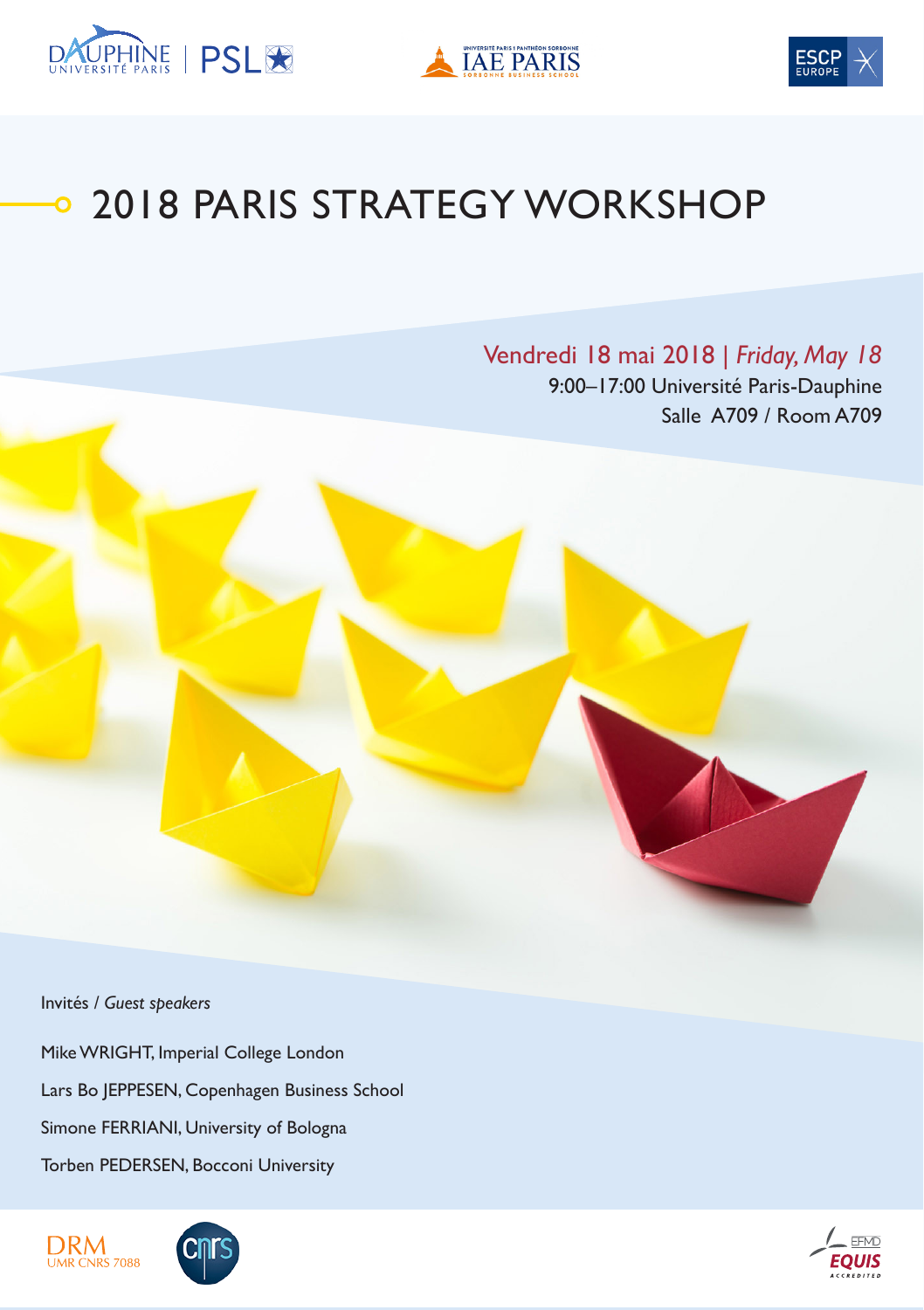# 2018 PARIS STRATEGY WORKSHOP

Vendredi 18 mai 2018 | *Friday, May 18*

9:00–17:00 Université Paris-Dauphine

Salle A709 / Room A709

Invités / *Guest speakers*

Mike WRIGHT, Imperial College London

Lars Bo JEPPESEN, Copenhagen Business School

Simone FERRIANI, University of Bologna

Torben PEDERSEN, Bocconi University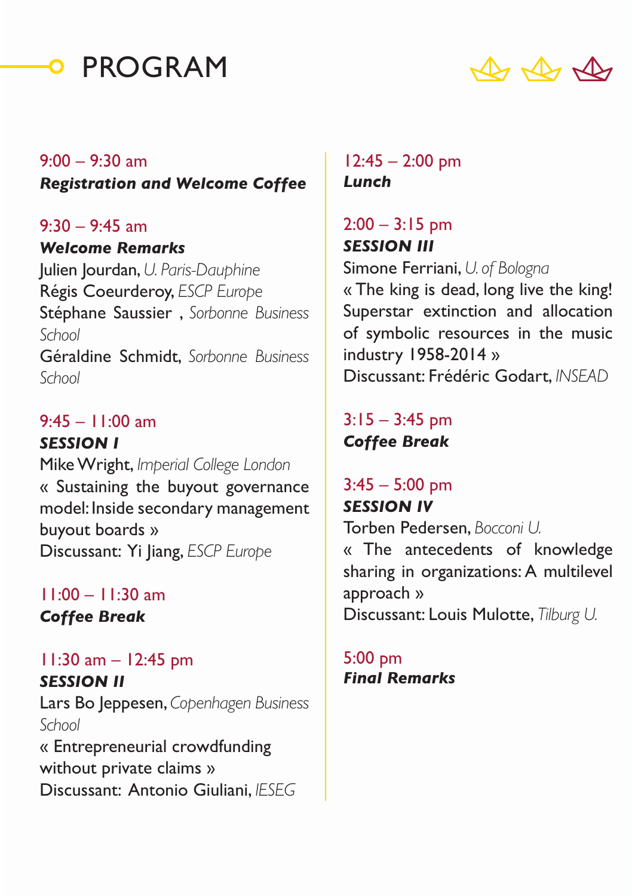# PROGRAM

9:00 – 9:30 am
***Registration and Welcome Coffee***

9:30 – 9:45 am
***Welcome Remarks***
Julien Jourdan, *U. Paris-Dauphine*
Régis Coeurderoy, *ESCP Europe*
Stéphane Saussier , *Sorbonne Business School*
Géraldine Schmidt, *Sorbonne Business School*

9:45 – 11:00 am
***SESSION I***
Mike Wright, *Imperial College London*
« Sustaining the buyout governance model: Inside secondary management buyout boards »
Discussant: Yi Jiang, *ESCP Europe*

11:00 – 11:30 am
***Coffee Break***

11:30 am – 12:45 pm
***SESSION II***
Lars Bo Jeppesen, *Copenhagen Business School*
« Entrepreneurial crowdfunding without private claims »
Discussant: Antonio Giuliani, *IESEG*

12:45 – 2:00 pm
***Lunch***

2:00 – 3:15 pm
***SESSION III***
Simone Ferriani, *U. of Bologna*
« The king is dead, long live the king! Superstar extinction and allocation of symbolic resources in the music industry 1958-2014 »
Discussant: Frédéric Godart, *INSEAD*

3:15 – 3:45 pm
***Coffee Break***

3:45 – 5:00 pm
***SESSION IV***
Torben Pedersen, *Bocconi U.*
« The antecedents of knowledge sharing in organizations: A multilevel approach »
Discussant: Louis Mulotte, *Tilburg U.*

5:00 pm
***Final Remarks***